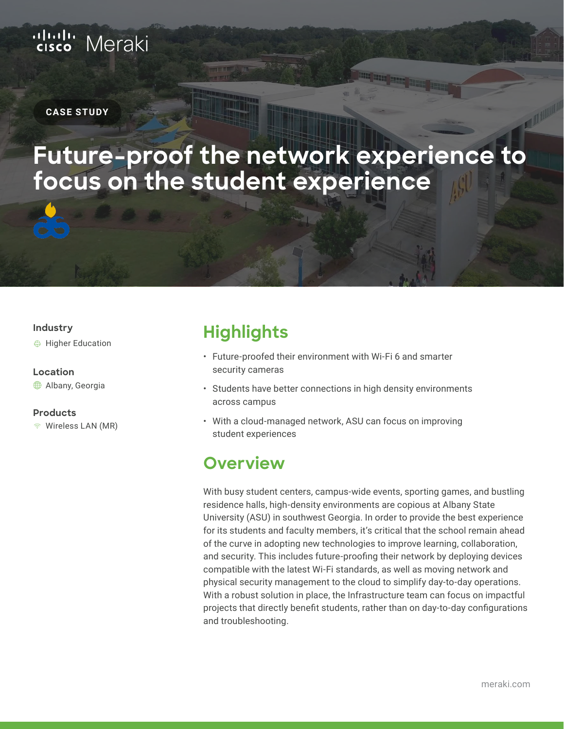CASE STUDY

# Future-proof the network experience to focus on the student experience

**Industry**

Higher Education

**Location**

Albany, Georgia

**Products**

Wireless LAN (MR)

## Highlights

- Future-proofed their environment with Wi-Fi 6 and smarter security cameras
- Students have better connections in high density environments across campus
- With a cloud-managed network, ASU can focus on improving student experiences

## Overview

With busy student centers, campus-wide events, sporting games, and bustling residence halls, high-density environments are copious at Albany State University (ASU) in southwest Georgia. In order to provide the best experience for its students and faculty members, it's critical that the school remain ahead of the curve in adopting new technologies to improve learning, collaboration, and security. This includes future-proofing their network by deploying devices compatible with the latest Wi-Fi standards, as well as moving network and physical security management to the cloud to simplify day-to-day operations. With a robust solution in place, the Infrastructure team can focus on impactful projects that directly benefit students, rather than on day-to-day configurations and troubleshooting.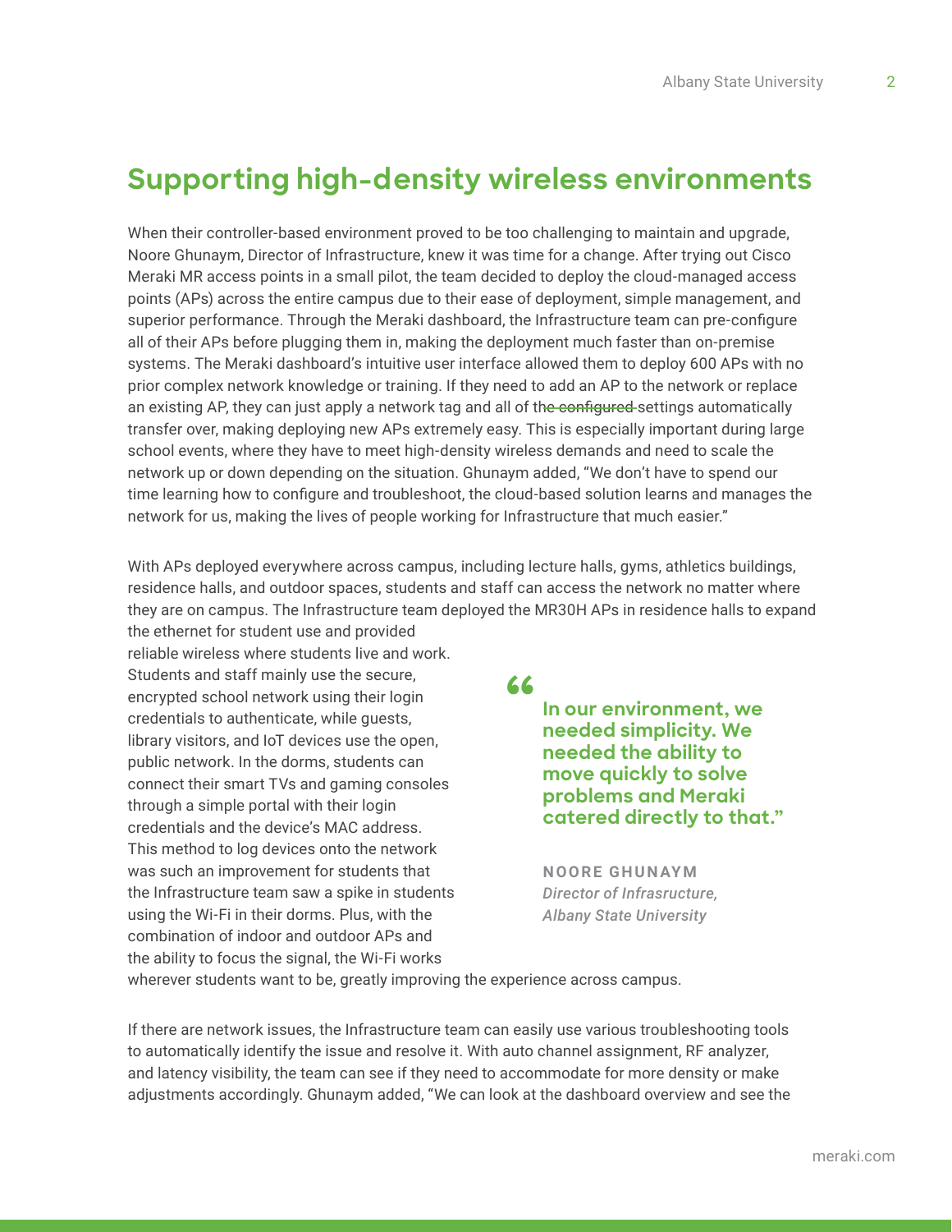## Supporting high-density wireless environments

When their controller-based environment proved to be too challenging to maintain and upgrade, Noore Ghunaym, Director of Infrastructure, knew it was time for a change. After trying out Cisco Meraki MR access points in a small pilot, the team decided to deploy the cloud-managed access points (APs) across the entire campus due to their ease of deployment, simple management, and superior performance. Through the Meraki dashboard, the Infrastructure team can pre-configure all of their APs before plugging them in, making the deployment much faster than on-premise systems. The Meraki dashboard's intuitive user interface allowed them to deploy 600 APs with no prior complex network knowledge or training. If they need to add an AP to the network or replace an existing AP, they can just apply a network tag and all of th~~e configured~~ settings automatically transfer over, making deploying new APs extremely easy. This is especially important during large school events, where they have to meet high-density wireless demands and need to scale the network up or down depending on the situation. Ghunaym added, "We don't have to spend our time learning how to configure and troubleshoot, the cloud-based solution learns and manages the network for us, making the lives of people working for Infrastructure that much easier."

With APs deployed everywhere across campus, including lecture halls, gyms, athletics buildings, residence halls, and outdoor spaces, students and staff can access the network no matter where they are on campus. The Infrastructure team deployed the MR30H APs in residence halls to expand the ethernet for student use and provided reliable wireless where students live and work. Students and staff mainly use the secure, encrypted school network using their login credentials to authenticate, while guests, library visitors, and IoT devices use the open, public network. In the dorms, students can connect their smart TVs and gaming consoles through a simple portal with their login credentials and the device's MAC address. This method to log devices onto the network was such an improvement for students that the Infrastructure team saw a spike in students using the Wi-Fi in their dorms. Plus, with the combination of indoor and outdoor APs and the ability to focus the signal, the Wi-Fi works wherever students want to be, greatly improving the experience across campus.

> **"In our environment, we needed simplicity. We needed the ability to move quickly to solve problems and Meraki catered directly to that."**
>
> **NOORE GHUNAYM**
> *Director of Infrasructure, Albany State University*

If there are network issues, the Infrastructure team can easily use various troubleshooting tools to automatically identify the issue and resolve it. With auto channel assignment, RF analyzer, and latency visibility, the team can see if they need to accommodate for more density or make adjustments accordingly. Ghunaym added, "We can look at the dashboard overview and see the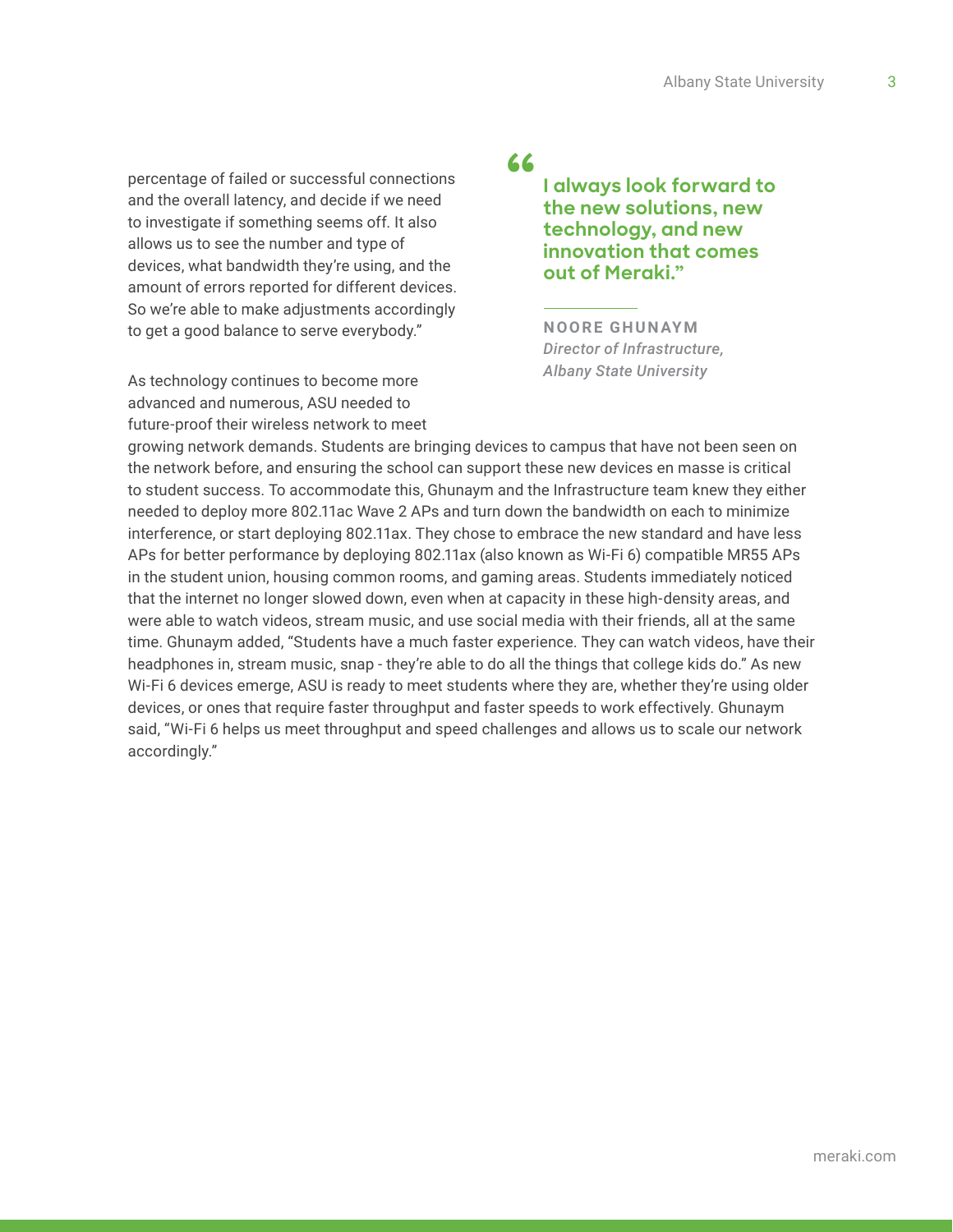percentage of failed or successful connections and the overall latency, and decide if we need to investigate if something seems off. It also allows us to see the number and type of devices, what bandwidth they're using, and the amount of errors reported for different devices. So we're able to make adjustments accordingly to get a good balance to serve everybody."

> **"I always look forward to the new solutions, new technology, and new innovation that comes out of Meraki."**
>
> **NOORE GHUNAYM**
> *Director of Infrastructure, Albany State University*

As technology continues to become more advanced and numerous, ASU needed to future-proof their wireless network to meet growing network demands. Students are bringing devices to campus that have not been seen on the network before, and ensuring the school can support these new devices en masse is critical to student success. To accommodate this, Ghunaym and the Infrastructure team knew they either needed to deploy more 802.11ac Wave 2 APs and turn down the bandwidth on each to minimize interference, or start deploying 802.11ax. They chose to embrace the new standard and have less APs for better performance by deploying 802.11ax (also known as Wi-Fi 6) compatible MR55 APs in the student union, housing common rooms, and gaming areas. Students immediately noticed that the internet no longer slowed down, even when at capacity in these high-density areas, and were able to watch videos, stream music, and use social media with their friends, all at the same time. Ghunaym added, "Students have a much faster experience. They can watch videos, have their headphones in, stream music, snap - they're able to do all the things that college kids do." As new Wi-Fi 6 devices emerge, ASU is ready to meet students where they are, whether they're using older devices, or ones that require faster throughput and faster speeds to work effectively. Ghunaym said, "Wi-Fi 6 helps us meet throughput and speed challenges and allows us to scale our network accordingly."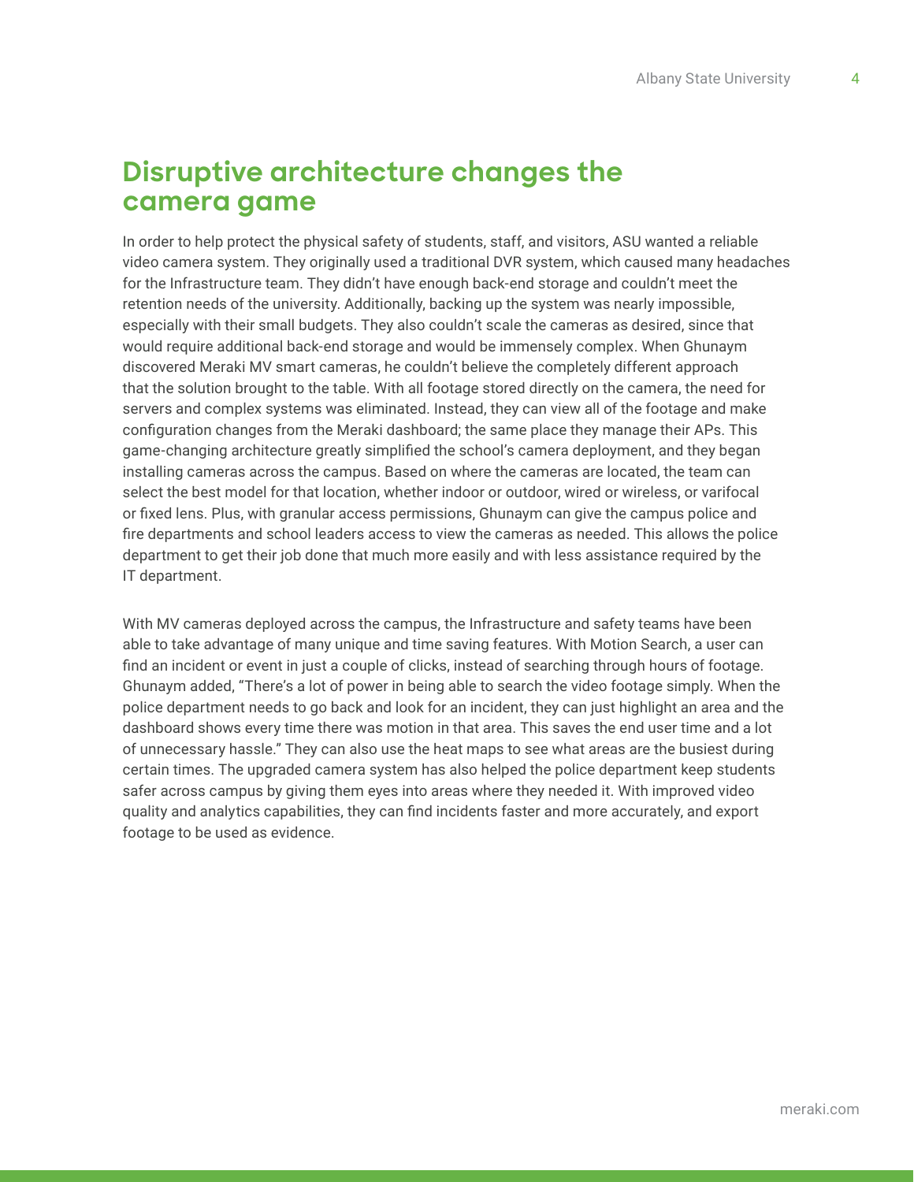## Disruptive architecture changes the camera game

In order to help protect the physical safety of students, staff, and visitors, ASU wanted a reliable video camera system. They originally used a traditional DVR system, which caused many headaches for the Infrastructure team. They didn't have enough back-end storage and couldn't meet the retention needs of the university. Additionally, backing up the system was nearly impossible, especially with their small budgets. They also couldn't scale the cameras as desired, since that would require additional back-end storage and would be immensely complex. When Ghunaym discovered Meraki MV smart cameras, he couldn't believe the completely different approach that the solution brought to the table. With all footage stored directly on the camera, the need for servers and complex systems was eliminated. Instead, they can view all of the footage and make configuration changes from the Meraki dashboard; the same place they manage their APs. This game-changing architecture greatly simplified the school's camera deployment, and they began installing cameras across the campus. Based on where the cameras are located, the team can select the best model for that location, whether indoor or outdoor, wired or wireless, or varifocal or fixed lens. Plus, with granular access permissions, Ghunaym can give the campus police and fire departments and school leaders access to view the cameras as needed. This allows the police department to get their job done that much more easily and with less assistance required by the IT department.

With MV cameras deployed across the campus, the Infrastructure and safety teams have been able to take advantage of many unique and time saving features. With Motion Search, a user can find an incident or event in just a couple of clicks, instead of searching through hours of footage. Ghunaym added, "There's a lot of power in being able to search the video footage simply. When the police department needs to go back and look for an incident, they can just highlight an area and the dashboard shows every time there was motion in that area. This saves the end user time and a lot of unnecessary hassle." They can also use the heat maps to see what areas are the busiest during certain times. The upgraded camera system has also helped the police department keep students safer across campus by giving them eyes into areas where they needed it. With improved video quality and analytics capabilities, they can find incidents faster and more accurately, and export footage to be used as evidence.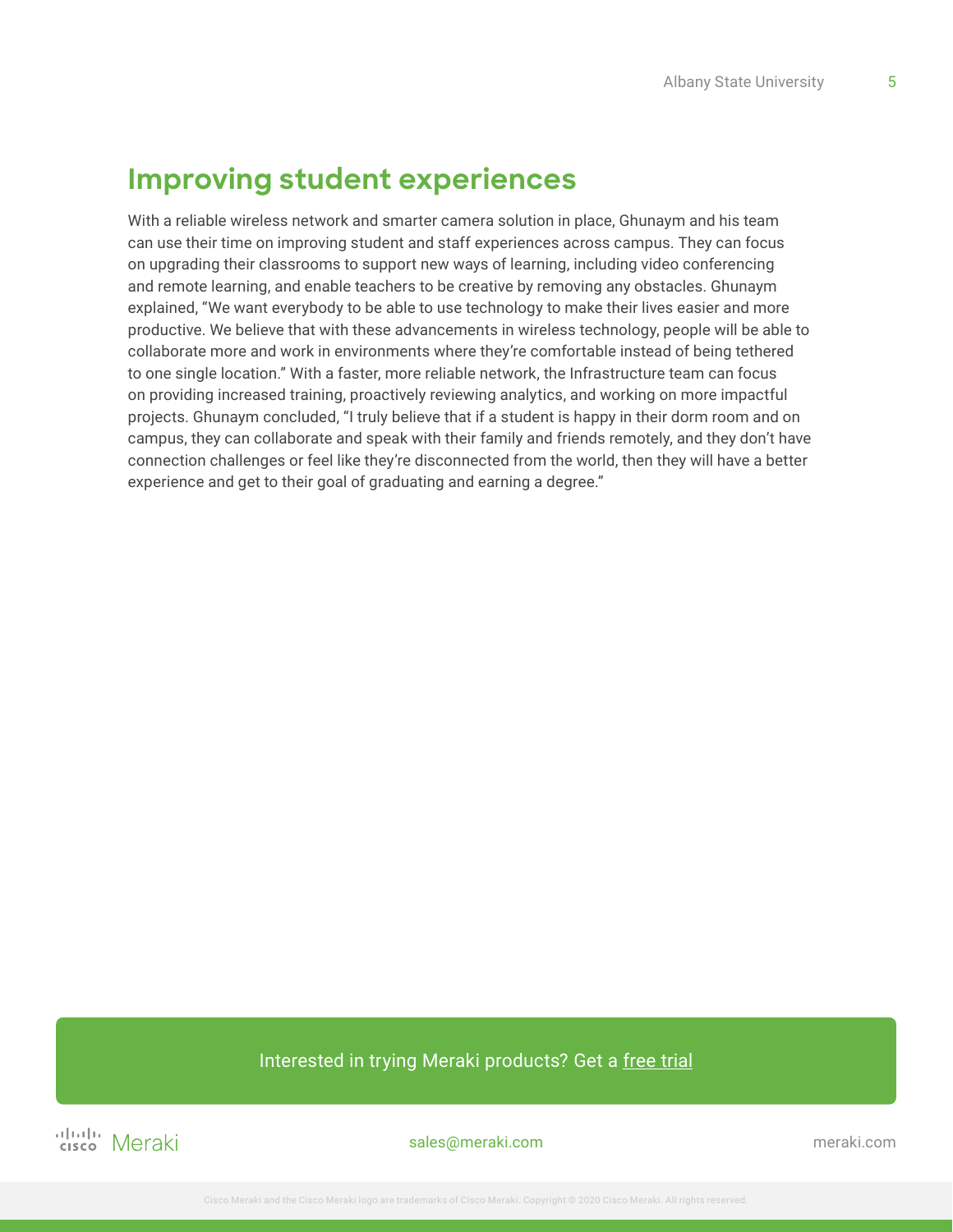## Improving student experiences

With a reliable wireless network and smarter camera solution in place, Ghunaym and his team can use their time on improving student and staff experiences across campus. They can focus on upgrading their classrooms to support new ways of learning, including video conferencing and remote learning, and enable teachers to be creative by removing any obstacles. Ghunaym explained, "We want everybody to be able to use technology to make their lives easier and more productive. We believe that with these advancements in wireless technology, people will be able to collaborate more and work in environments where they're comfortable instead of being tethered to one single location." With a faster, more reliable network, the Infrastructure team can focus on providing increased training, proactively reviewing analytics, and working on more impactful projects. Ghunaym concluded, "I truly believe that if a student is happy in their dorm room and on campus, they can collaborate and speak with their family and friends remotely, and they don't have connection challenges or feel like they're disconnected from the world, then they will have a better experience and get to their goal of graduating and earning a degree."

Interested in trying Meraki products? Get a free trial

Cisco Meraki

sales@meraki.com

meraki.com

Cisco Meraki and the Cisco Meraki logo are trademarks of Cisco Meraki. Copyright © 2020 Cisco Meraki. All rights reserved.